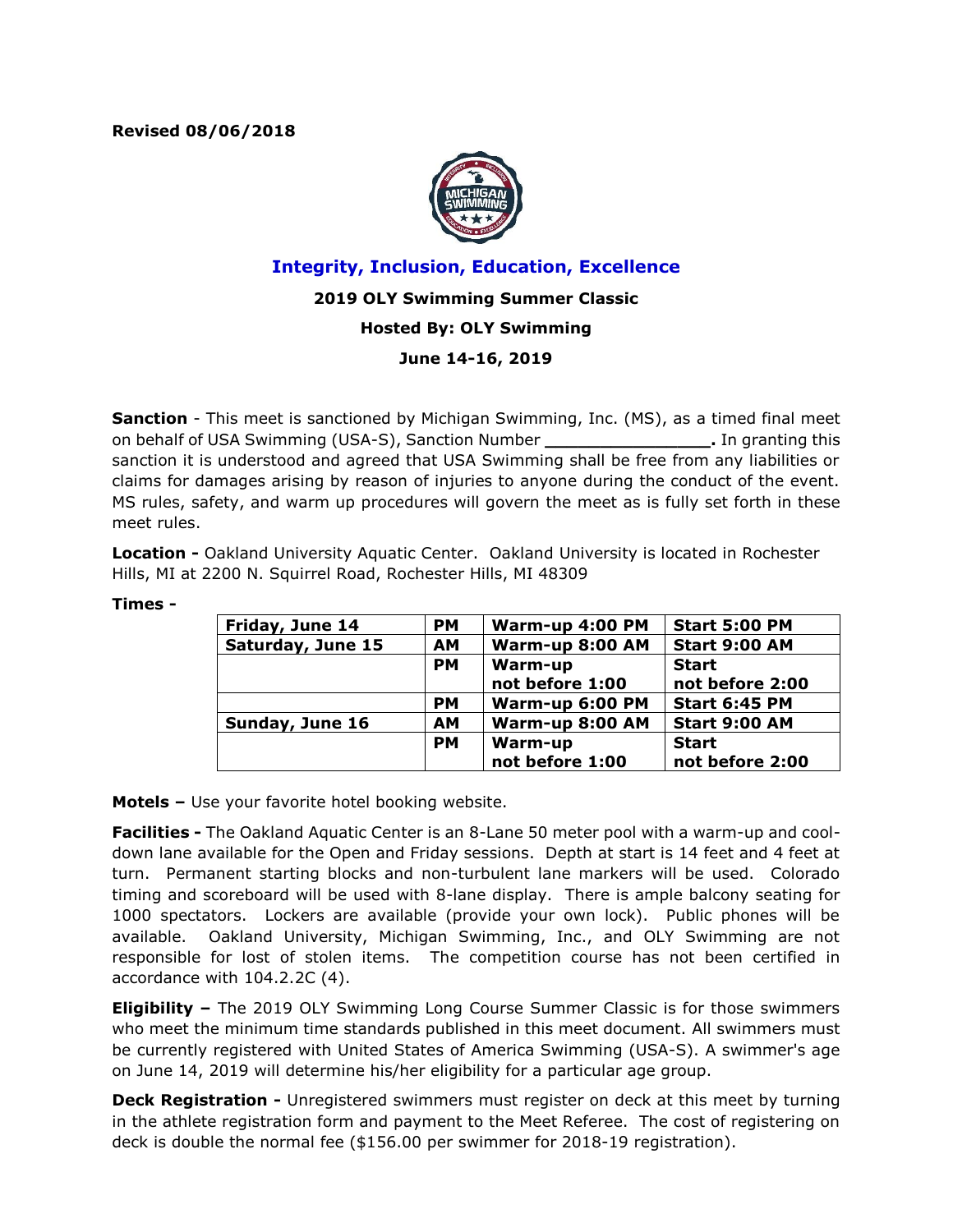**Revised 08/06/2018**

## Integrity, Inclusion, Education, Excellence

**2019 OLY Swimming Summer Classic**

**Hosted By: OLY Swimming**

**June 14-16, 2019**

**Sanction** - This meet is sanctioned by Michigan Swimming, Inc. (MS), as a timed final meet on behalf of USA Swimming (USA-S), Sanction Number **_______________.** In granting this sanction it is understood and agreed that USA Swimming shall be free from any liabilities or claims for damages arising by reason of injuries to anyone during the conduct of the event. MS rules, safety, and warm up procedures will govern the meet as is fully set forth in these meet rules.

**Location -** Oakland University Aquatic Center. Oakland University is located in Rochester Hills, MI at 2200 N. Squirrel Road, Rochester Hills, MI 48309

**Times -**

| | | | |
|---|---|---|---|
| **Friday, June 14** | **PM** | **Warm-up 4:00 PM** | **Start 5:00 PM** |
| **Saturday, June 15** | **AM** | **Warm-up 8:00 AM** | **Start 9:00 AM** |
| | **PM** | **Warm-up not before 1:00** | **Start not before 2:00** |
| | **PM** | **Warm-up 6:00 PM** | **Start 6:45 PM** |
| **Sunday, June 16** | **AM** | **Warm-up 8:00 AM** | **Start 9:00 AM** |
| | **PM** | **Warm-up not before 1:00** | **Start not before 2:00** |

**Motels –** Use your favorite hotel booking website.

**Facilities -** The Oakland Aquatic Center is an 8-Lane 50 meter pool with a warm-up and cool-down lane available for the Open and Friday sessions. Depth at start is 14 feet and 4 feet at turn. Permanent starting blocks and non-turbulent lane markers will be used. Colorado timing and scoreboard will be used with 8-lane display. There is ample balcony seating for 1000 spectators. Lockers are available (provide your own lock). Public phones will be available. Oakland University, Michigan Swimming, Inc., and OLY Swimming are not responsible for lost of stolen items. The competition course has not been certified in accordance with 104.2.2C (4).

**Eligibility –** The 2019 OLY Swimming Long Course Summer Classic is for those swimmers who meet the minimum time standards published in this meet document. All swimmers must be currently registered with United States of America Swimming (USA-S). A swimmer's age on June 14, 2019 will determine his/her eligibility for a particular age group.

**Deck Registration -** Unregistered swimmers must register on deck at this meet by turning in the athlete registration form and payment to the Meet Referee. The cost of registering on deck is double the normal fee ($156.00 per swimmer for 2018-19 registration).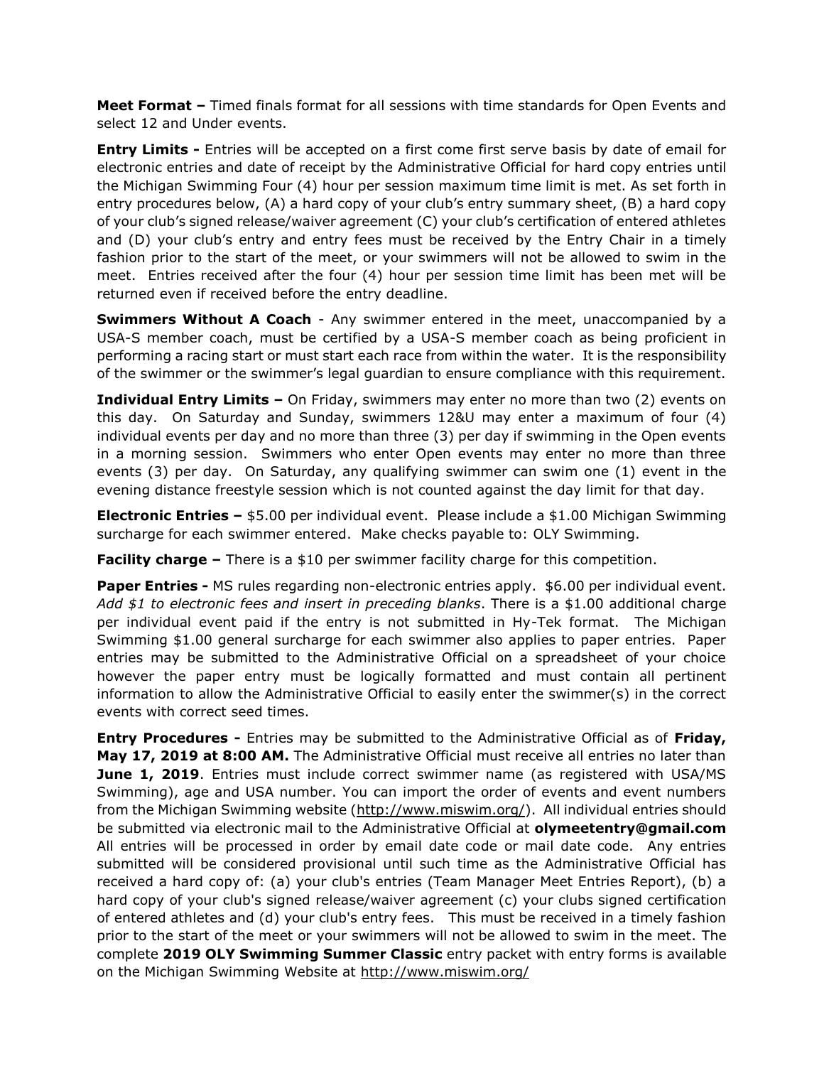**Meet Format –** Timed finals format for all sessions with time standards for Open Events and select 12 and Under events.

**Entry Limits -** Entries will be accepted on a first come first serve basis by date of email for electronic entries and date of receipt by the Administrative Official for hard copy entries until the Michigan Swimming Four (4) hour per session maximum time limit is met. As set forth in entry procedures below, (A) a hard copy of your club's entry summary sheet, (B) a hard copy of your club's signed release/waiver agreement (C) your club's certification of entered athletes and (D) your club's entry and entry fees must be received by the Entry Chair in a timely fashion prior to the start of the meet, or your swimmers will not be allowed to swim in the meet. Entries received after the four (4) hour per session time limit has been met will be returned even if received before the entry deadline.

**Swimmers Without A Coach** - Any swimmer entered in the meet, unaccompanied by a USA-S member coach, must be certified by a USA-S member coach as being proficient in performing a racing start or must start each race from within the water. It is the responsibility of the swimmer or the swimmer's legal guardian to ensure compliance with this requirement.

**Individual Entry Limits –** On Friday, swimmers may enter no more than two (2) events on this day. On Saturday and Sunday, swimmers 12&U may enter a maximum of four (4) individual events per day and no more than three (3) per day if swimming in the Open events in a morning session. Swimmers who enter Open events may enter no more than three events (3) per day. On Saturday, any qualifying swimmer can swim one (1) event in the evening distance freestyle session which is not counted against the day limit for that day.

**Electronic Entries –** $5.00 per individual event. Please include a $1.00 Michigan Swimming surcharge for each swimmer entered. Make checks payable to: OLY Swimming.

**Facility charge –** There is a $10 per swimmer facility charge for this competition.

**Paper Entries -** MS rules regarding non-electronic entries apply. $6.00 per individual event. *Add $1 to electronic fees and insert in preceding blanks*. There is a $1.00 additional charge per individual event paid if the entry is not submitted in Hy-Tek format. The Michigan Swimming $1.00 general surcharge for each swimmer also applies to paper entries. Paper entries may be submitted to the Administrative Official on a spreadsheet of your choice however the paper entry must be logically formatted and must contain all pertinent information to allow the Administrative Official to easily enter the swimmer(s) in the correct events with correct seed times.

**Entry Procedures -** Entries may be submitted to the Administrative Official as of **Friday, May 17, 2019 at 8:00 AM.** The Administrative Official must receive all entries no later than **June 1, 2019**. Entries must include correct swimmer name (as registered with USA/MS Swimming), age and USA number. You can import the order of events and event numbers from the Michigan Swimming website (http://www.miswim.org/). All individual entries should be submitted via electronic mail to the Administrative Official at **olymeetentry@gmail.com** All entries will be processed in order by email date code or mail date code. Any entries submitted will be considered provisional until such time as the Administrative Official has received a hard copy of: (a) your club's entries (Team Manager Meet Entries Report), (b) a hard copy of your club's signed release/waiver agreement (c) your clubs signed certification of entered athletes and (d) your club's entry fees. This must be received in a timely fashion prior to the start of the meet or your swimmers will not be allowed to swim in the meet. The complete **2019 OLY Swimming Summer Classic** entry packet with entry forms is available on the Michigan Swimming Website at http://www.miswim.org/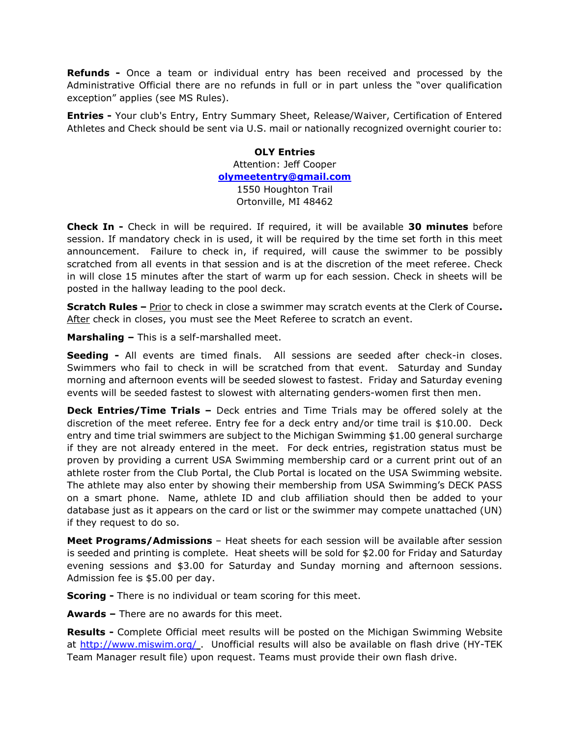**Refunds -** Once a team or individual entry has been received and processed by the Administrative Official there are no refunds in full or in part unless the "over qualification exception" applies (see MS Rules).

**Entries -** Your club's Entry, Entry Summary Sheet, Release/Waiver, Certification of Entered Athletes and Check should be sent via U.S. mail or nationally recognized overnight courier to:

**OLY Entries**
Attention: Jeff Cooper
olymeetentry@gmail.com
1550 Houghton Trail
Ortonville, MI 48462

**Check In -** Check in will be required. If required, it will be available **30 minutes** before session. If mandatory check in is used, it will be required by the time set forth in this meet announcement. Failure to check in, if required, will cause the swimmer to be possibly scratched from all events in that session and is at the discretion of the meet referee. Check in will close 15 minutes after the start of warm up for each session. Check in sheets will be posted in the hallway leading to the pool deck.

**Scratch Rules –** Prior to check in close a swimmer may scratch events at the Clerk of Course**.** After check in closes, you must see the Meet Referee to scratch an event.

**Marshaling –** This is a self-marshalled meet.

**Seeding -** All events are timed finals. All sessions are seeded after check-in closes. Swimmers who fail to check in will be scratched from that event. Saturday and Sunday morning and afternoon events will be seeded slowest to fastest. Friday and Saturday evening events will be seeded fastest to slowest with alternating genders-women first then men.

**Deck Entries/Time Trials –** Deck entries and Time Trials may be offered solely at the discretion of the meet referee. Entry fee for a deck entry and/or time trail is $10.00. Deck entry and time trial swimmers are subject to the Michigan Swimming $1.00 general surcharge if they are not already entered in the meet. For deck entries, registration status must be proven by providing a current USA Swimming membership card or a current print out of an athlete roster from the Club Portal, the Club Portal is located on the USA Swimming website. The athlete may also enter by showing their membership from USA Swimming's DECK PASS on a smart phone. Name, athlete ID and club affiliation should then be added to your database just as it appears on the card or list or the swimmer may compete unattached (UN) if they request to do so.

**Meet Programs/Admissions** – Heat sheets for each session will be available after session is seeded and printing is complete. Heat sheets will be sold for $2.00 for Friday and Saturday evening sessions and $3.00 for Saturday and Sunday morning and afternoon sessions. Admission fee is $5.00 per day.

**Scoring -** There is no individual or team scoring for this meet.

**Awards –** There are no awards for this meet.

**Results -** Complete Official meet results will be posted on the Michigan Swimming Website at http://www.miswim.org/ . Unofficial results will also be available on flash drive (HY-TEK Team Manager result file) upon request. Teams must provide their own flash drive.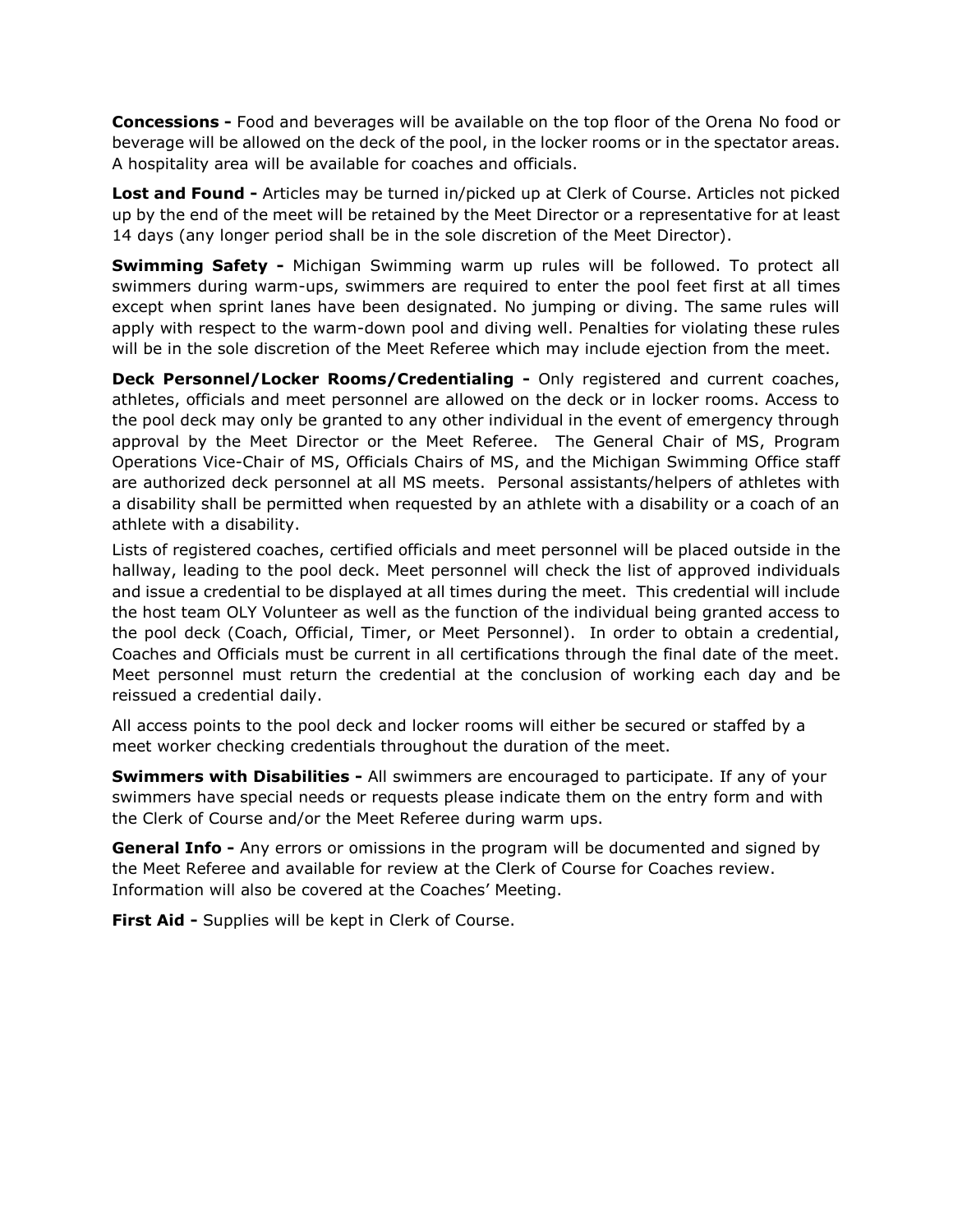**Concessions -** Food and beverages will be available on the top floor of the Orena No food or beverage will be allowed on the deck of the pool, in the locker rooms or in the spectator areas. A hospitality area will be available for coaches and officials.

**Lost and Found -** Articles may be turned in/picked up at Clerk of Course. Articles not picked up by the end of the meet will be retained by the Meet Director or a representative for at least 14 days (any longer period shall be in the sole discretion of the Meet Director).

**Swimming Safety -** Michigan Swimming warm up rules will be followed. To protect all swimmers during warm-ups, swimmers are required to enter the pool feet first at all times except when sprint lanes have been designated. No jumping or diving. The same rules will apply with respect to the warm-down pool and diving well. Penalties for violating these rules will be in the sole discretion of the Meet Referee which may include ejection from the meet.

**Deck Personnel/Locker Rooms/Credentialing -** Only registered and current coaches, athletes, officials and meet personnel are allowed on the deck or in locker rooms. Access to the pool deck may only be granted to any other individual in the event of emergency through approval by the Meet Director or the Meet Referee. The General Chair of MS, Program Operations Vice-Chair of MS, Officials Chairs of MS, and the Michigan Swimming Office staff are authorized deck personnel at all MS meets. Personal assistants/helpers of athletes with a disability shall be permitted when requested by an athlete with a disability or a coach of an athlete with a disability.

Lists of registered coaches, certified officials and meet personnel will be placed outside in the hallway, leading to the pool deck. Meet personnel will check the list of approved individuals and issue a credential to be displayed at all times during the meet. This credential will include the host team OLY Volunteer as well as the function of the individual being granted access to the pool deck (Coach, Official, Timer, or Meet Personnel). In order to obtain a credential, Coaches and Officials must be current in all certifications through the final date of the meet. Meet personnel must return the credential at the conclusion of working each day and be reissued a credential daily.

All access points to the pool deck and locker rooms will either be secured or staffed by a meet worker checking credentials throughout the duration of the meet.

**Swimmers with Disabilities -** All swimmers are encouraged to participate. If any of your swimmers have special needs or requests please indicate them on the entry form and with the Clerk of Course and/or the Meet Referee during warm ups.

**General Info -** Any errors or omissions in the program will be documented and signed by the Meet Referee and available for review at the Clerk of Course for Coaches review. Information will also be covered at the Coaches' Meeting.

**First Aid -** Supplies will be kept in Clerk of Course.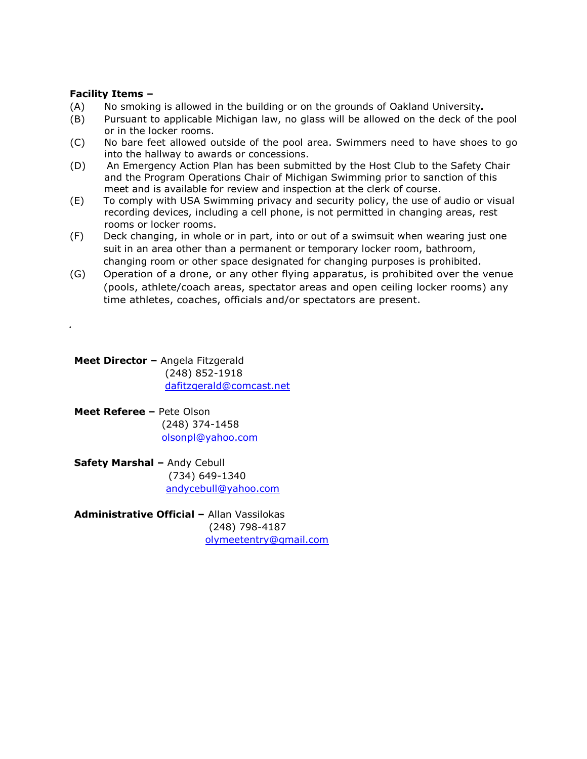**Facility Items –**

(A) No smoking is allowed in the building or on the grounds of Oakland University.

(B) Pursuant to applicable Michigan law, no glass will be allowed on the deck of the pool or in the locker rooms.

(C) No bare feet allowed outside of the pool area. Swimmers need to have shoes to go into the hallway to awards or concessions.

(D) An Emergency Action Plan has been submitted by the Host Club to the Safety Chair and the Program Operations Chair of Michigan Swimming prior to sanction of this meet and is available for review and inspection at the clerk of course.

(E) To comply with USA Swimming privacy and security policy, the use of audio or visual recording devices, including a cell phone, is not permitted in changing areas, rest rooms or locker rooms.

(F) Deck changing, in whole or in part, into or out of a swimsuit when wearing just one suit in an area other than a permanent or temporary locker room, bathroom, changing room or other space designated for changing purposes is prohibited.

(G) Operation of a drone, or any other flying apparatus, is prohibited over the venue (pools, athlete/coach areas, spectator areas and open ceiling locker rooms) any time athletes, coaches, officials and/or spectators are present.

**Meet Director –** Angela Fitzgerald
(248) 852-1918
dafitzgerald@comcast.net

**Meet Referee –** Pete Olson
(248) 374-1458
olsonpl@yahoo.com

**Safety Marshal –** Andy Cebull
(734) 649-1340
andycebull@yahoo.com

**Administrative Official –** Allan Vassilokas
(248) 798-4187
olymeetentry@gmail.com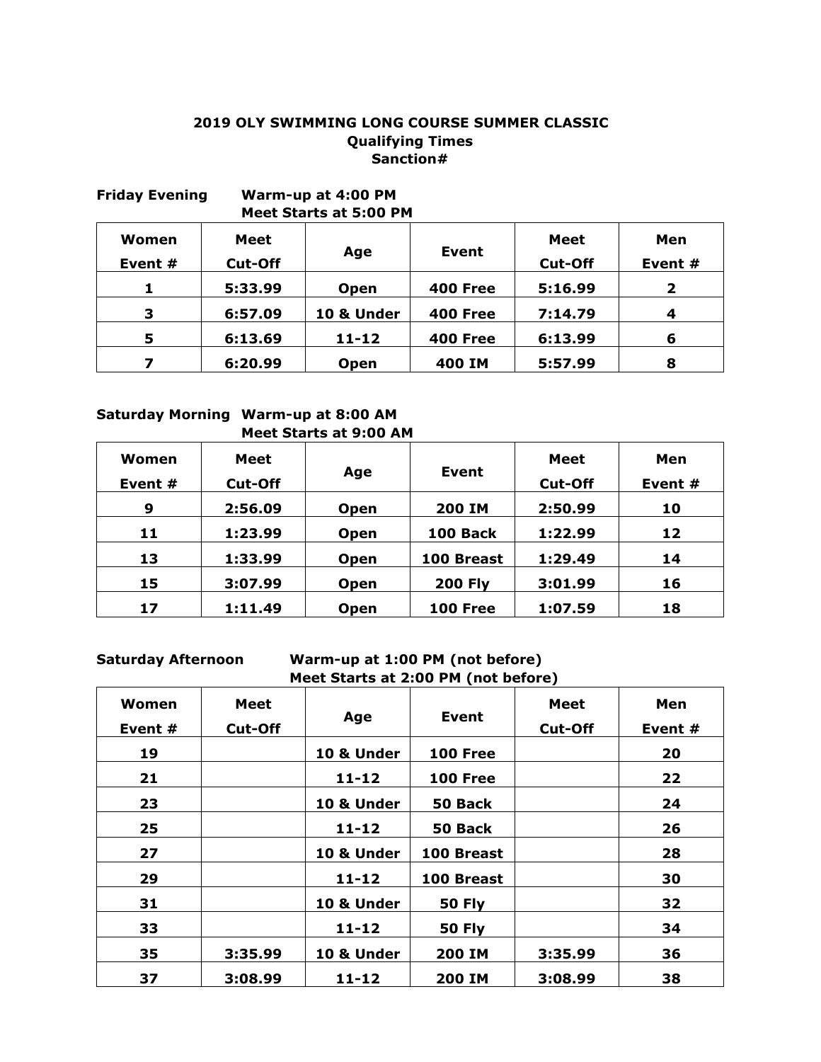**2019 OLY SWIMMING LONG COURSE SUMMER CLASSIC**
**Qualifying Times**
**Sanction#**

**Friday Evening** **Warm-up at 4:00 PM**
**Meet Starts at 5:00 PM**

| Women Event # | Meet Cut-Off | Age | Event | Meet Cut-Off | Men Event # |
|---|---|---|---|---|---|
| 1 | 5:33.99 | Open | 400 Free | 5:16.99 | 2 |
| 3 | 6:57.09 | 10 & Under | 400 Free | 7:14.79 | 4 |
| 5 | 6:13.69 | 11-12 | 400 Free | 6:13.99 | 6 |
| 7 | 6:20.99 | Open | 400 IM | 5:57.99 | 8 |

**Saturday Morning** **Warm-up at 8:00 AM**
**Meet Starts at 9:00 AM**

| Women Event # | Meet Cut-Off | Age | Event | Meet Cut-Off | Men Event # |
|---|---|---|---|---|---|
| 9 | 2:56.09 | Open | 200 IM | 2:50.99 | 10 |
| 11 | 1:23.99 | Open | 100 Back | 1:22.99 | 12 |
| 13 | 1:33.99 | Open | 100 Breast | 1:29.49 | 14 |
| 15 | 3:07.99 | Open | 200 Fly | 3:01.99 | 16 |
| 17 | 1:11.49 | Open | 100 Free | 1:07.59 | 18 |

**Saturday Afternoon** **Warm-up at 1:00 PM (not before)**
**Meet Starts at 2:00 PM (not before)**

| Women Event # | Meet Cut-Off | Age | Event | Meet Cut-Off | Men Event # |
|---|---|---|---|---|---|
| 19 | | 10 & Under | 100 Free | | 20 |
| 21 | | 11-12 | 100 Free | | 22 |
| 23 | | 10 & Under | 50 Back | | 24 |
| 25 | | 11-12 | 50 Back | | 26 |
| 27 | | 10 & Under | 100 Breast | | 28 |
| 29 | | 11-12 | 100 Breast | | 30 |
| 31 | | 10 & Under | 50 Fly | | 32 |
| 33 | | 11-12 | 50 Fly | | 34 |
| 35 | 3:35.99 | 10 & Under | 200 IM | 3:35.99 | 36 |
| 37 | 3:08.99 | 11-12 | 200 IM | 3:08.99 | 38 |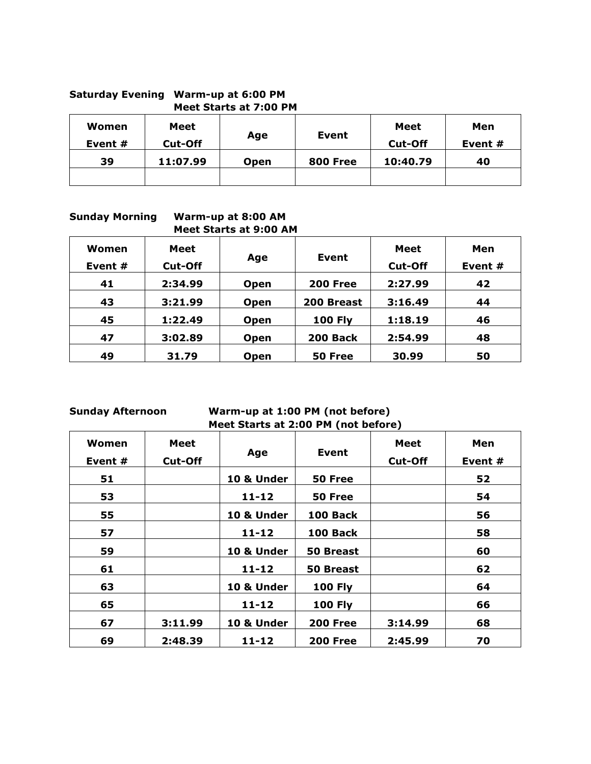**Saturday Evening Warm-up at 6:00 PM**
**Meet Starts at 7:00 PM**

| Women Event # | Meet Cut-Off | Age | Event | Meet Cut-Off | Men Event # |
|---|---|---|---|---|---|
| 39 | 11:07.99 | Open | 800 Free | 10:40.79 | 40 |
| | | | | | |

**Sunday Morning Warm-up at 8:00 AM**
**Meet Starts at 9:00 AM**

| Women Event # | Meet Cut-Off | Age | Event | Meet Cut-Off | Men Event # |
|---|---|---|---|---|---|
| 41 | 2:34.99 | Open | 200 Free | 2:27.99 | 42 |
| 43 | 3:21.99 | Open | 200 Breast | 3:16.49 | 44 |
| 45 | 1:22.49 | Open | 100 Fly | 1:18.19 | 46 |
| 47 | 3:02.89 | Open | 200 Back | 2:54.99 | 48 |
| 49 | 31.79 | Open | 50 Free | 30.99 | 50 |

**Sunday Afternoon Warm-up at 1:00 PM (not before)**
**Meet Starts at 2:00 PM (not before)**

| Women Event # | Meet Cut-Off | Age | Event | Meet Cut-Off | Men Event # |
|---|---|---|---|---|---|
| 51 | | 10 & Under | 50 Free | | 52 |
| 53 | | 11-12 | 50 Free | | 54 |
| 55 | | 10 & Under | 100 Back | | 56 |
| 57 | | 11-12 | 100 Back | | 58 |
| 59 | | 10 & Under | 50 Breast | | 60 |
| 61 | | 11-12 | 50 Breast | | 62 |
| 63 | | 10 & Under | 100 Fly | | 64 |
| 65 | | 11-12 | 100 Fly | | 66 |
| 67 | 3:11.99 | 10 & Under | 200 Free | 3:14.99 | 68 |
| 69 | 2:48.39 | 11-12 | 200 Free | 2:45.99 | 70 |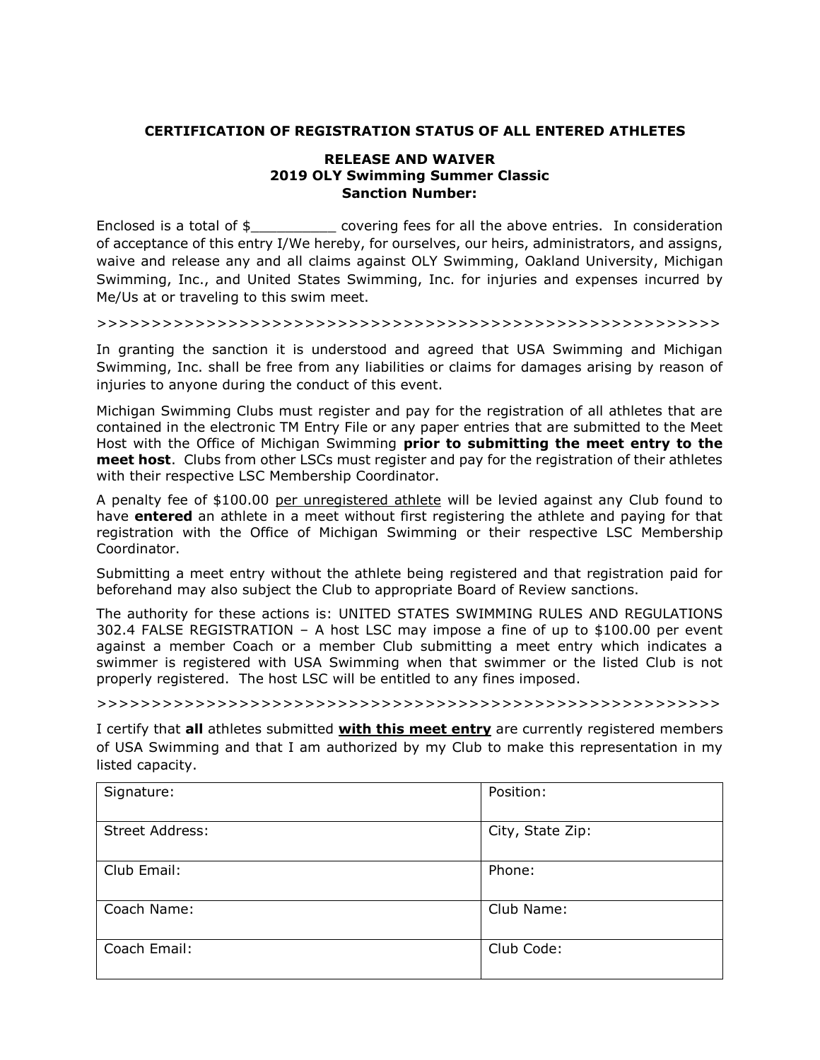**CERTIFICATION OF REGISTRATION STATUS OF ALL ENTERED ATHLETES**

**RELEASE AND WAIVER**
**2019 OLY Swimming Summer Classic**
**Sanction Number:**

Enclosed is a total of $__________ covering fees for all the above entries. In consideration of acceptance of this entry I/We hereby, for ourselves, our heirs, administrators, and assigns, waive and release any and all claims against OLY Swimming, Oakland University, Michigan Swimming, Inc., and United States Swimming, Inc. for injuries and expenses incurred by Me/Us at or traveling to this swim meet.

>>>>>>>>>>>>>>>>>>>>>>>>>>>>>>>>>>>>>>>>>>>>>>>>>>>>>>>>>>

In granting the sanction it is understood and agreed that USA Swimming and Michigan Swimming, Inc. shall be free from any liabilities or claims for damages arising by reason of injuries to anyone during the conduct of this event.

Michigan Swimming Clubs must register and pay for the registration of all athletes that are contained in the electronic TM Entry File or any paper entries that are submitted to the Meet Host with the Office of Michigan Swimming **prior to submitting the meet entry to the meet host**. Clubs from other LSCs must register and pay for the registration of their athletes with their respective LSC Membership Coordinator.

A penalty fee of $100.00 <u>per unregistered athlete</u> will be levied against any Club found to have **entered** an athlete in a meet without first registering the athlete and paying for that registration with the Office of Michigan Swimming or their respective LSC Membership Coordinator.

Submitting a meet entry without the athlete being registered and that registration paid for beforehand may also subject the Club to appropriate Board of Review sanctions.

The authority for these actions is: UNITED STATES SWIMMING RULES AND REGULATIONS 302.4 FALSE REGISTRATION – A host LSC may impose a fine of up to $100.00 per event against a member Coach or a member Club submitting a meet entry which indicates a swimmer is registered with USA Swimming when that swimmer or the listed Club is not properly registered. The host LSC will be entitled to any fines imposed.

>>>>>>>>>>>>>>>>>>>>>>>>>>>>>>>>>>>>>>>>>>>>>>>>>>>>>>>>>>

I certify that **all** athletes submitted **<u>with this meet entry</u>** are currently registered members of USA Swimming and that I am authorized by my Club to make this representation in my listed capacity.

| Signature: | Position: |
|---|---|
| Street Address: | City, State Zip: |
| Club Email: | Phone: |
| Coach Name: | Club Name: |
| Coach Email: | Club Code: |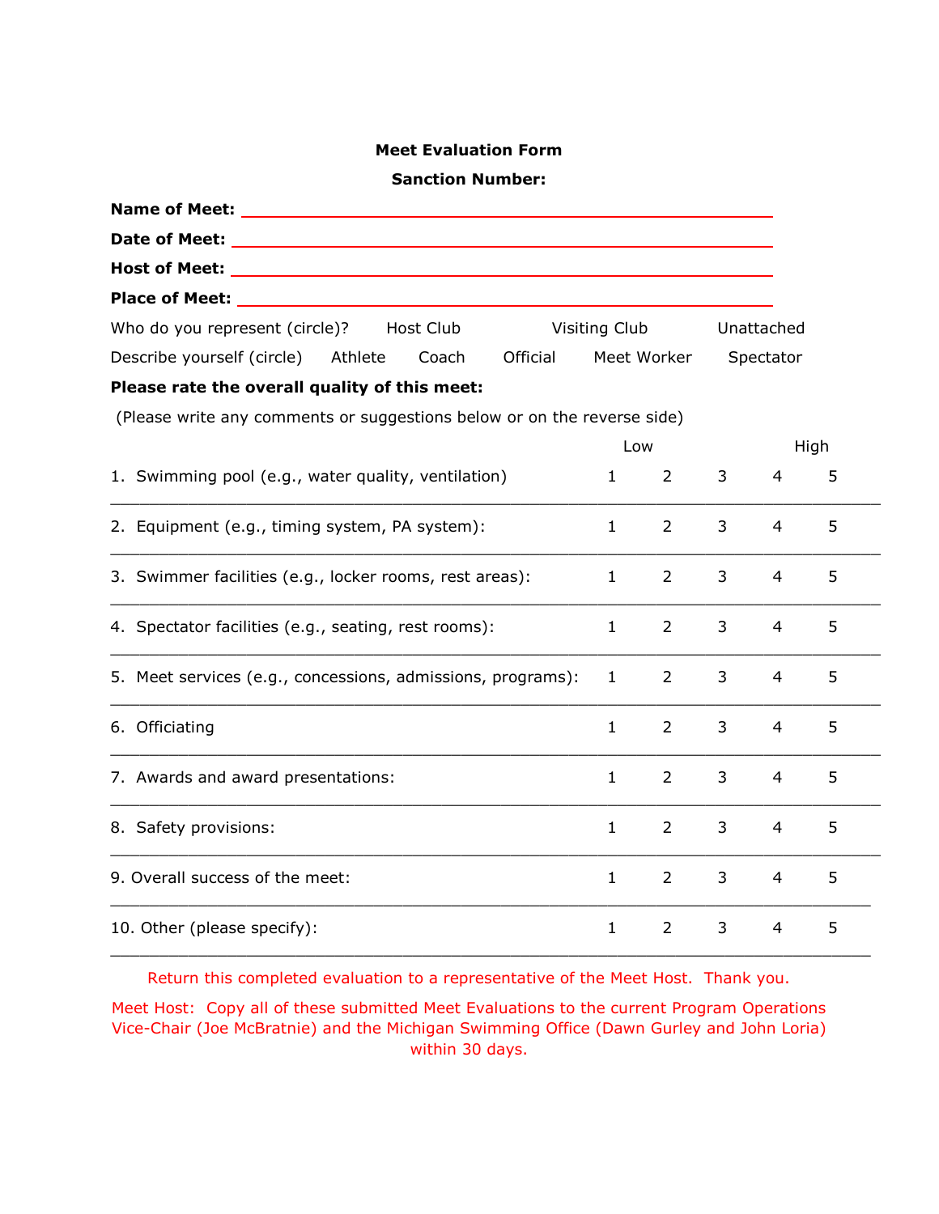**Meet Evaluation Form**

**Sanction Number:**

**Name of Meet:** ______________________________

**Date of Meet:** ______________________________

**Host of Meet:** ______________________________

**Place of Meet:** ______________________________

Who do you represent (circle)? Host Club Visiting Club Unattached

Describe yourself (circle) Athlete Coach Official Meet Worker Spectator

**Please rate the overall quality of this meet:**

(Please write any comments or suggestions below or on the reverse side)

| | Low | | | | High |
|---|---|---|---|---|---|
| 1. Swimming pool (e.g., water quality, ventilation) | 1 | 2 | 3 | 4 | 5 |
| 2. Equipment (e.g., timing system, PA system): | 1 | 2 | 3 | 4 | 5 |
| 3. Swimmer facilities (e.g., locker rooms, rest areas): | 1 | 2 | 3 | 4 | 5 |
| 4. Spectator facilities (e.g., seating, rest rooms): | 1 | 2 | 3 | 4 | 5 |
| 5. Meet services (e.g., concessions, admissions, programs): | 1 | 2 | 3 | 4 | 5 |
| 6. Officiating | 1 | 2 | 3 | 4 | 5 |
| 7. Awards and award presentations: | 1 | 2 | 3 | 4 | 5 |
| 8. Safety provisions: | 1 | 2 | 3 | 4 | 5 |
| 9. Overall success of the meet: | 1 | 2 | 3 | 4 | 5 |
| 10. Other (please specify): | 1 | 2 | 3 | 4 | 5 |

Return this completed evaluation to a representative of the Meet Host. Thank you.

Meet Host: Copy all of these submitted Meet Evaluations to the current Program Operations Vice-Chair (Joe McBratnie) and the Michigan Swimming Office (Dawn Gurley and John Loria) within 30 days.